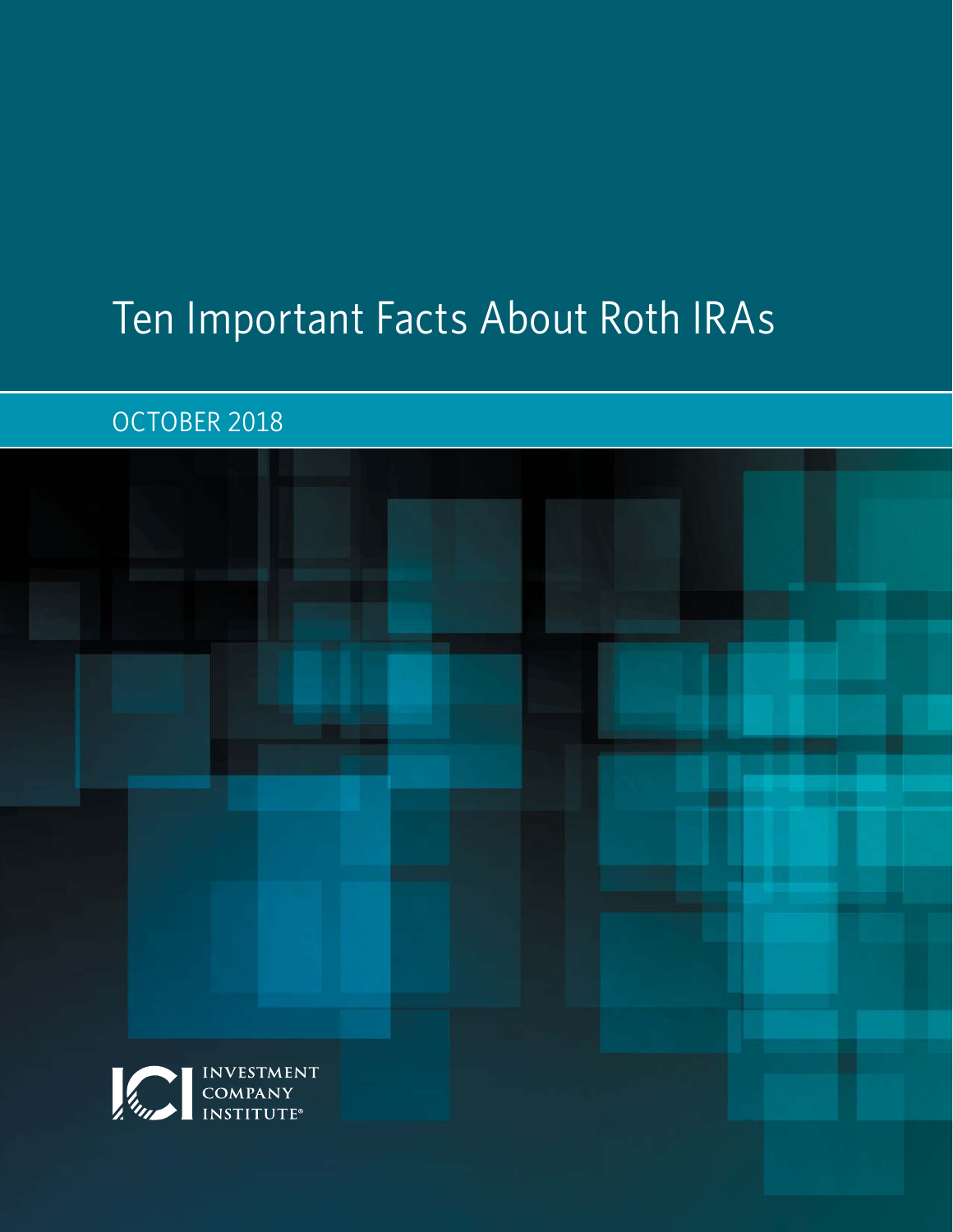# Ten Important Facts About Roth IRAs

OCTOBER 2018

INVESTMENT COMPANY INSTITUTE®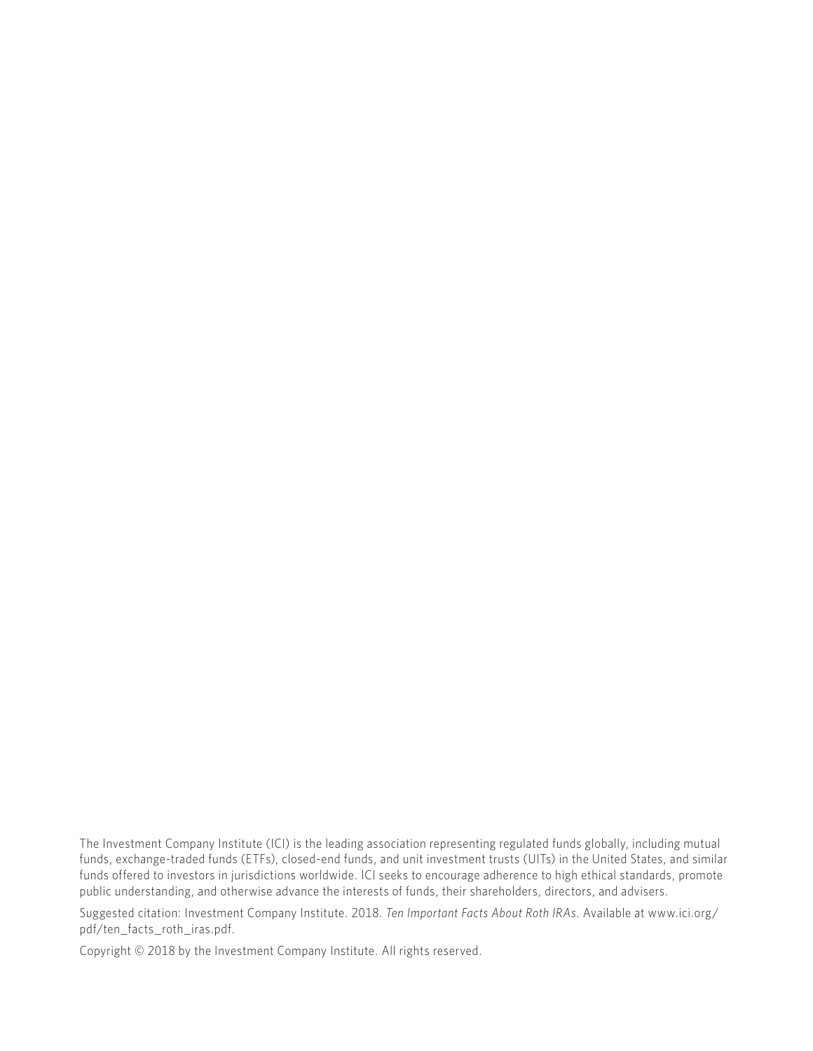The Investment Company Institute (ICI) is the leading association representing regulated funds globally, including mutual funds, exchange-traded funds (ETFs), closed-end funds, and unit investment trusts (UITs) in the United States, and similar funds offered to investors in jurisdictions worldwide. ICI seeks to encourage adherence to high ethical standards, promote public understanding, and otherwise advance the interests of funds, their shareholders, directors, and advisers.

Suggested citation: Investment Company Institute. 2018. *Ten Important Facts About Roth IRAs*. Available at www.ici.org/pdf/ten_facts_roth_iras.pdf.

Copyright © 2018 by the Investment Company Institute. All rights reserved.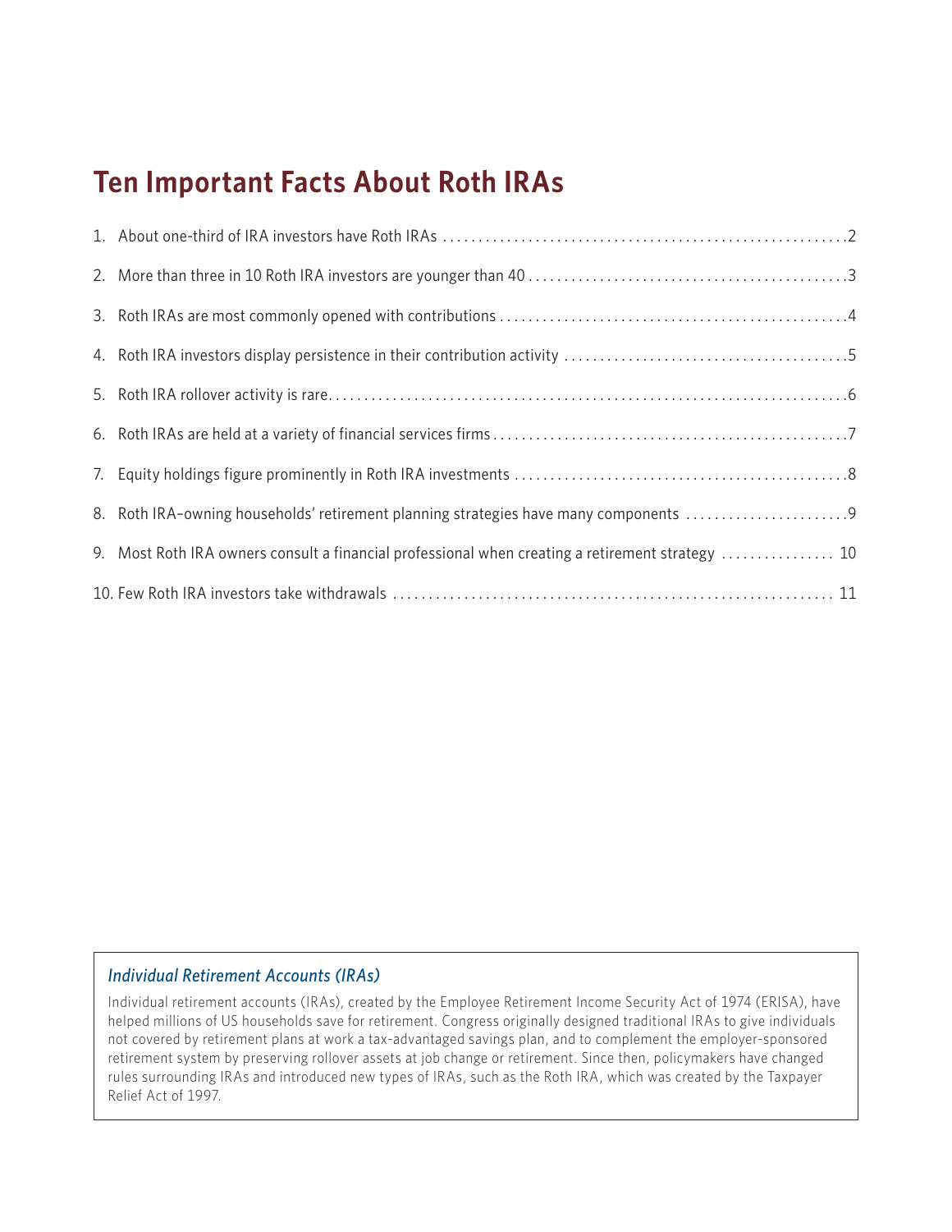# Ten Important Facts About Roth IRAs

1. About one-third of IRA investors have Roth IRAs . . . . . 2
2. More than three in 10 Roth IRA investors are younger than 40 . . . . . 3
3. Roth IRAs are most commonly opened with contributions . . . . . 4
4. Roth IRA investors display persistence in their contribution activity . . . . . 5
5. Roth IRA rollover activity is rare . . . . . 6
6. Roth IRAs are held at a variety of financial services firms . . . . . 7
7. Equity holdings figure prominently in Roth IRA investments . . . . . 8
8. Roth IRA–owning households' retirement planning strategies have many components . . . . . 9
9. Most Roth IRA owners consult a financial professional when creating a retirement strategy . . . . . 10
10. Few Roth IRA investors take withdrawals . . . . . 11

### *Individual Retirement Accounts (IRAs)*

Individual retirement accounts (IRAs), created by the Employee Retirement Income Security Act of 1974 (ERISA), have helped millions of US households save for retirement. Congress originally designed traditional IRAs to give individuals not covered by retirement plans at work a tax-advantaged savings plan, and to complement the employer-sponsored retirement system by preserving rollover assets at job change or retirement. Since then, policymakers have changed rules surrounding IRAs and introduced new types of IRAs, such as the Roth IRA, which was created by the Taxpayer Relief Act of 1997.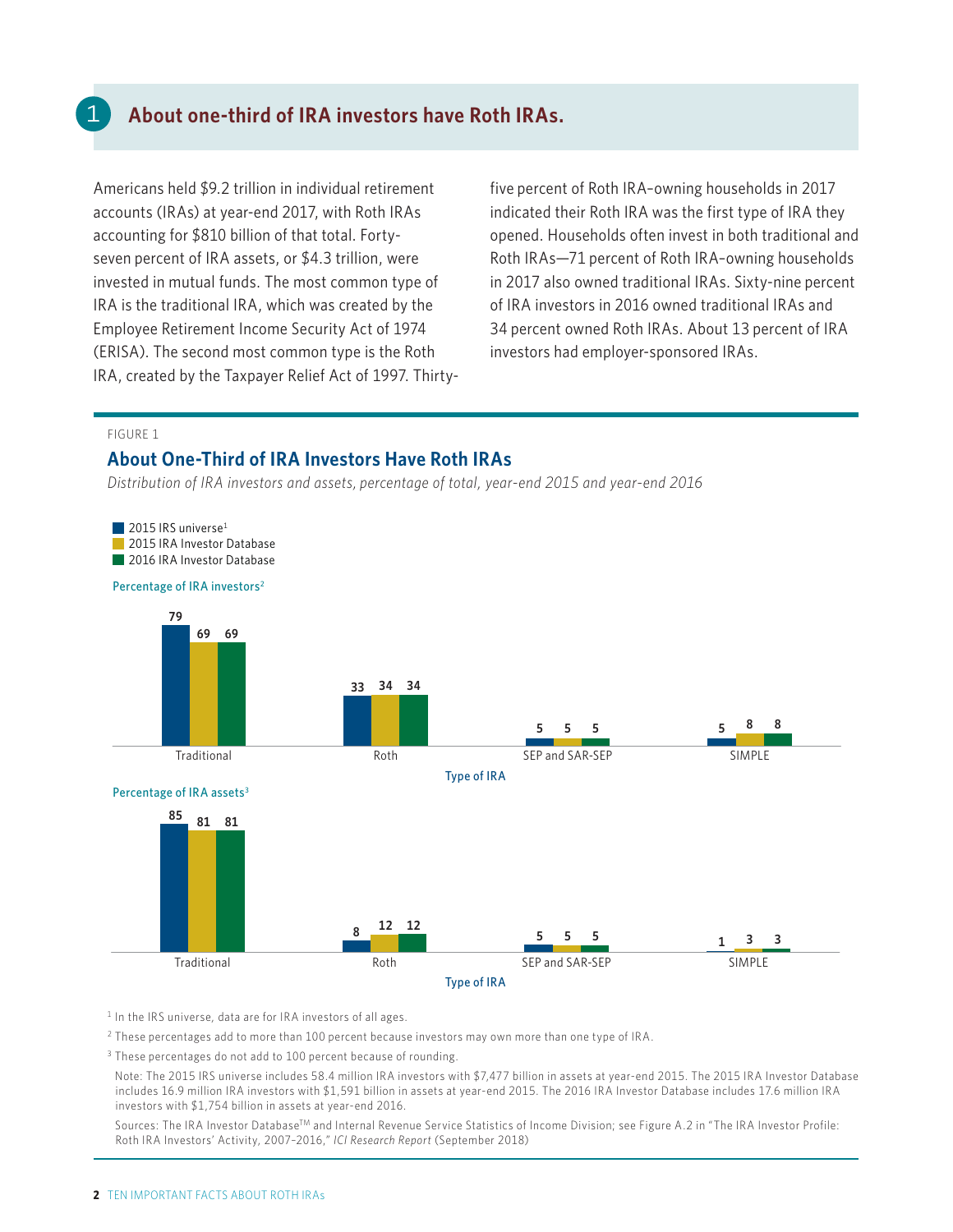## 1 About one-third of IRA investors have Roth IRAs.

Americans held $9.2 trillion in individual retirement accounts (IRAs) at year-end 2017, with Roth IRAs accounting for $810 billion of that total. Forty-seven percent of IRA assets, or $4.3 trillion, were invested in mutual funds. The most common type of IRA is the traditional IRA, which was created by the Employee Retirement Income Security Act of 1974 (ERISA). The second most common type is the Roth IRA, created by the Taxpayer Relief Act of 1997. Thirty-five percent of Roth IRA–owning households in 2017 indicated their Roth IRA was the first type of IRA they opened. Households often invest in both traditional and Roth IRAs—71 percent of Roth IRA–owning households in 2017 also owned traditional IRAs. Sixty-nine percent of IRA investors in 2016 owned traditional IRAs and 34 percent owned Roth IRAs. About 13 percent of IRA investors had employer-sponsored IRAs.

FIGURE 1

### About One-Third of IRA Investors Have Roth IRAs

*Distribution of IRA investors and assets, percentage of total, year-end 2015 and year-end 2016*

Percentage of IRA investors[2]

| Type of IRA | 2015 IRS universe[1] | 2015 IRA Investor Database | 2016 IRA Investor Database |
|---|---|---|---|
| Traditional | 79 | 69 | 69 |
| Roth | 33 | 34 | 34 |
| SEP and SAR-SEP | 5 | 5 | 5 |
| SIMPLE | 5 | 8 | 8 |

Percentage of IRA assets[3]

| Type of IRA | 2015 IRS universe[1] | 2015 IRA Investor Database | 2016 IRA Investor Database |
|---|---|---|---|
| Traditional | 85 | 81 | 81 |
| Roth | 8 | 12 | 12 |
| SEP and SAR-SEP | 5 | 5 | 5 |
| SIMPLE | 1 | 3 | 3 |

[1] In the IRS universe, data are for IRA investors of all ages.

[2] These percentages add to more than 100 percent because investors may own more than one type of IRA.

[3] These percentages do not add to 100 percent because of rounding.

Note: The 2015 IRS universe includes 58.4 million IRA investors with $7,477 billion in assets at year-end 2015. The 2015 IRA Investor Database includes 16.9 million IRA investors with $1,591 billion in assets at year-end 2015. The 2016 IRA Investor Database includes 17.6 million IRA investors with $1,754 billion in assets at year-end 2016.

Sources: The IRA Investor Database™ and Internal Revenue Service Statistics of Income Division; see Figure A.2 in "The IRA Investor Profile: Roth IRA Investors' Activity, 2007–2016," *ICI Research Report* (September 2018)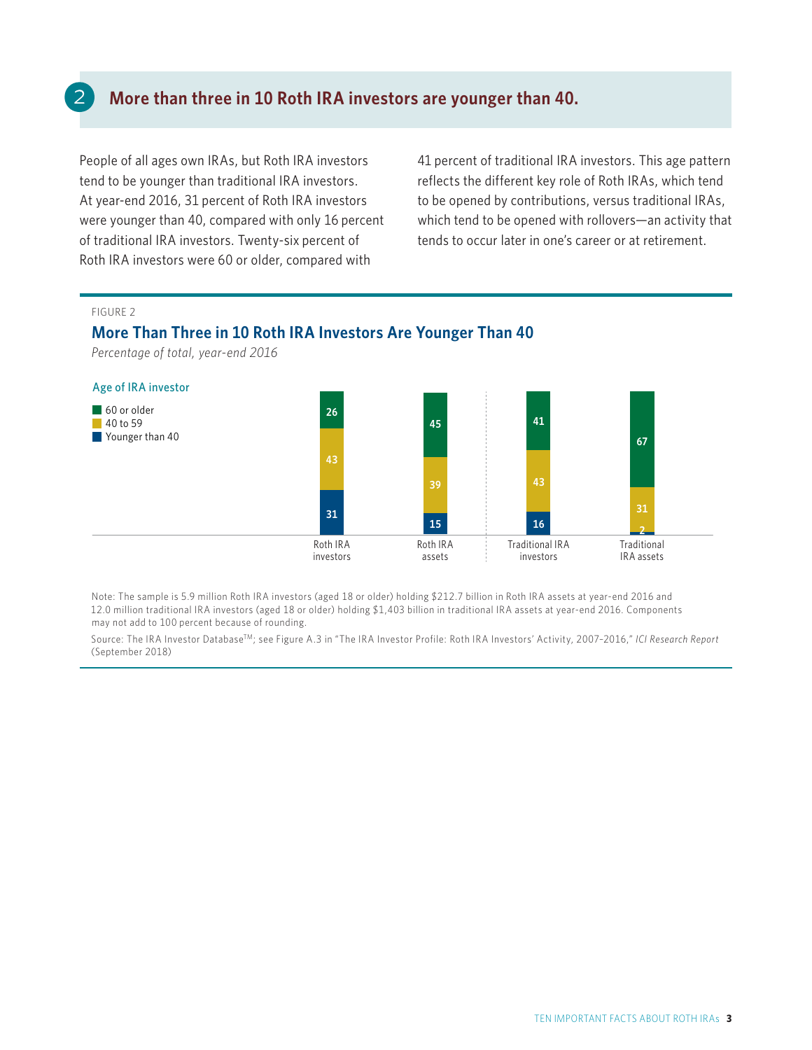## 2 More than three in 10 Roth IRA investors are younger than 40.

People of all ages own IRAs, but Roth IRA investors tend to be younger than traditional IRA investors. At year-end 2016, 31 percent of Roth IRA investors were younger than 40, compared with only 16 percent of traditional IRA investors. Twenty-six percent of Roth IRA investors were 60 or older, compared with 41 percent of traditional IRA investors. This age pattern reflects the different key role of Roth IRAs, which tend to be opened by contributions, versus traditional IRAs, which tend to be opened with rollovers—an activity that tends to occur later in one's career or at retirement.

FIGURE 2

### More Than Three in 10 Roth IRA Investors Are Younger Than 40

*Percentage of total, year-end 2016*

| Age of IRA investor | Roth IRA investors | Roth IRA assets | Traditional IRA investors | Traditional IRA assets |
|---|---|---|---|---|
| 60 or older | 26 | 45 | 41 | 67 |
| 40 to 59 | 43 | 39 | 43 | 31 |
| Younger than 40 | 31 | 15 | 16 | 2 |

Note: The sample is 5.9 million Roth IRA investors (aged 18 or older) holding $212.7 billion in Roth IRA assets at year-end 2016 and 12.0 million traditional IRA investors (aged 18 or older) holding $1,403 billion in traditional IRA assets at year-end 2016. Components may not add to 100 percent because of rounding.

Source: The IRA Investor Database™; see Figure A.3 in "The IRA Investor Profile: Roth IRA Investors' Activity, 2007–2016," *ICI Research Report* (September 2018)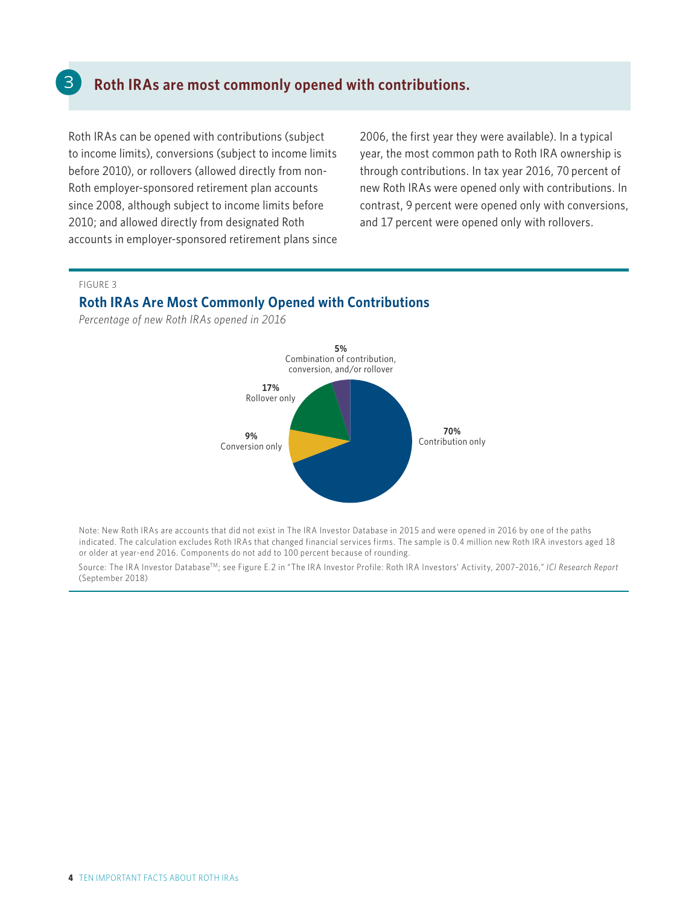## 3 Roth IRAs are most commonly opened with contributions.

Roth IRAs can be opened with contributions (subject to income limits), conversions (subject to income limits before 2010), or rollovers (allowed directly from non-Roth employer-sponsored retirement plan accounts since 2008, although subject to income limits before 2010; and allowed directly from designated Roth accounts in employer-sponsored retirement plans since 2006, the first year they were available). In a typical year, the most common path to Roth IRA ownership is through contributions. In tax year 2016, 70 percent of new Roth IRAs were opened only with contributions. In contrast, 9 percent were opened only with conversions, and 17 percent were opened only with rollovers.

FIGURE 3

### Roth IRAs Are Most Commonly Opened with Contributions

*Percentage of new Roth IRAs opened in 2016*

**5%** Combination of contribution, conversion, and/or rollover

**17%** Rollover only

**9%** Conversion only

**70%** Contribution only

Note: New Roth IRAs are accounts that did not exist in The IRA Investor Database in 2015 and were opened in 2016 by one of the paths indicated. The calculation excludes Roth IRAs that changed financial services firms. The sample is 0.4 million new Roth IRA investors aged 18 or older at year-end 2016. Components do not add to 100 percent because of rounding.

Source: The IRA Investor Database™; see Figure E.2 in "The IRA Investor Profile: Roth IRA Investors' Activity, 2007–2016," *ICI Research Report* (September 2018)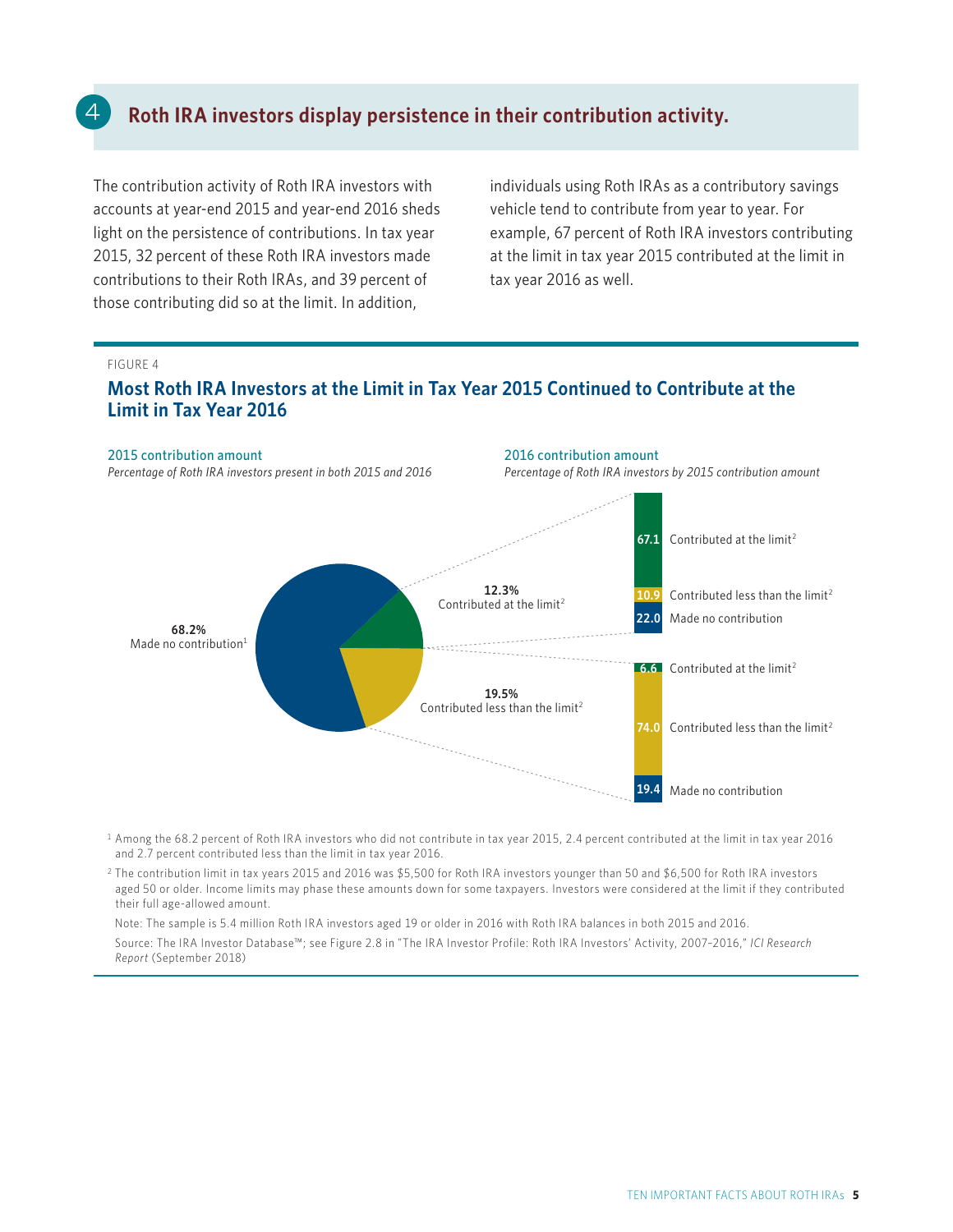## 4 Roth IRA investors display persistence in their contribution activity.

The contribution activity of Roth IRA investors with accounts at year-end 2015 and year-end 2016 sheds light on the persistence of contributions. In tax year 2015, 32 percent of these Roth IRA investors made contributions to their Roth IRAs, and 39 percent of those contributing did so at the limit. In addition, individuals using Roth IRAs as a contributory savings vehicle tend to contribute from year to year. For example, 67 percent of Roth IRA investors contributing at the limit in tax year 2015 contributed at the limit in tax year 2016 as well.

FIGURE 4

### Most Roth IRA Investors at the Limit in Tax Year 2015 Continued to Contribute at the Limit in Tax Year 2016

**2015 contribution amount**
*Percentage of Roth IRA investors present in both 2015 and 2016*

- **68.2%** Made no contribution[1]
- **12.3%** Contributed at the limit[2]
- **19.5%** Contributed less than the limit[2]

**2016 contribution amount**
*Percentage of Roth IRA investors by 2015 contribution amount*

| 2015 contribution amount | Contributed at the limit[2] | Contributed less than the limit[2] | Made no contribution |
|---|---|---|---|
| Contributed at the limit (12.3%) | 67.1 | 10.9 | 22.0 |
| Contributed less than the limit (19.5%) | 6.6 | 74.0 | 19.4 |

[1] Among the 68.2 percent of Roth IRA investors who did not contribute in tax year 2015, 2.4 percent contributed at the limit in tax year 2016 and 2.7 percent contributed less than the limit in tax year 2016.

[2] The contribution limit in tax years 2015 and 2016 was $5,500 for Roth IRA investors younger than 50 and $6,500 for Roth IRA investors aged 50 or older. Income limits may phase these amounts down for some taxpayers. Investors were considered at the limit if they contributed their full age-allowed amount.

Note: The sample is 5.4 million Roth IRA investors aged 19 or older in 2016 with Roth IRA balances in both 2015 and 2016.

Source: The IRA Investor Database™; see Figure 2.8 in "The IRA Investor Profile: Roth IRA Investors' Activity, 2007–2016," *ICI Research Report* (September 2018)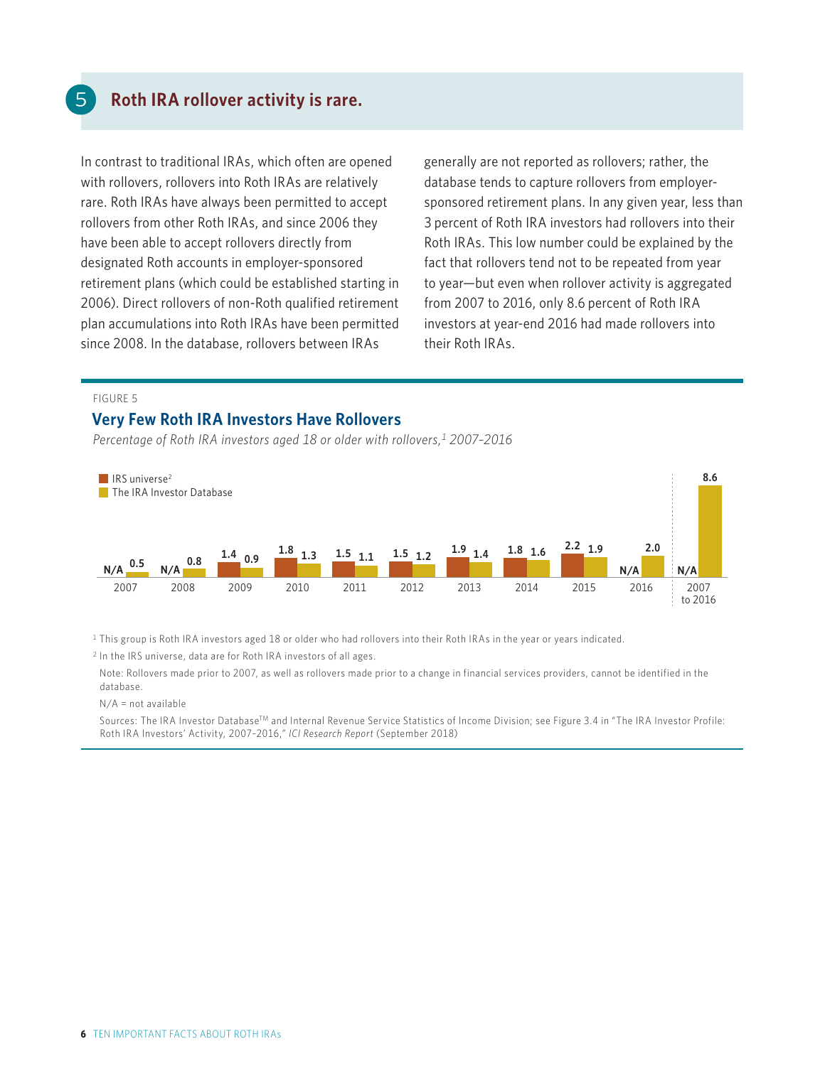## 5 Roth IRA rollover activity is rare.

In contrast to traditional IRAs, which often are opened with rollovers, rollovers into Roth IRAs are relatively rare. Roth IRAs have always been permitted to accept rollovers from other Roth IRAs, and since 2006 they have been able to accept rollovers directly from designated Roth accounts in employer-sponsored retirement plans (which could be established starting in 2006). Direct rollovers of non-Roth qualified retirement plan accumulations into Roth IRAs have been permitted since 2008. In the database, rollovers between IRAs generally are not reported as rollovers; rather, the database tends to capture rollovers from employer-sponsored retirement plans. In any given year, less than 3 percent of Roth IRA investors had rollovers into their Roth IRAs. This low number could be explained by the fact that rollovers tend not to be repeated from year to year—but even when rollover activity is aggregated from 2007 to 2016, only 8.6 percent of Roth IRA investors at year-end 2016 had made rollovers into their Roth IRAs.

FIGURE 5

### Very Few Roth IRA Investors Have Rollovers

*Percentage of Roth IRA investors aged 18 or older with rollovers,[1] 2007–2016*

| | 2007 | 2008 | 2009 | 2010 | 2011 | 2012 | 2013 | 2014 | 2015 | 2016 | 2007 to 2016 |
|---|---|---|---|---|---|---|---|---|---|---|---|
| IRS universe[2] | N/A | N/A | 1.4 | 1.8 | 1.5 | 1.5 | 1.9 | 1.8 | 2.2 | N/A | N/A |
| The IRA Investor Database | 0.5 | 0.8 | 0.9 | 1.3 | 1.1 | 1.2 | 1.4 | 1.6 | 1.9 | 2.0 | 8.6 |

[1] This group is Roth IRA investors aged 18 or older who had rollovers into their Roth IRAs in the year or years indicated.

[2] In the IRS universe, data are for Roth IRA investors of all ages.

Note: Rollovers made prior to 2007, as well as rollovers made prior to a change in financial services providers, cannot be identified in the database.

N/A = not available

Sources: The IRA Investor Database™ and Internal Revenue Service Statistics of Income Division; see Figure 3.4 in "The IRA Investor Profile: Roth IRA Investors' Activity, 2007–2016," *ICI Research Report* (September 2018)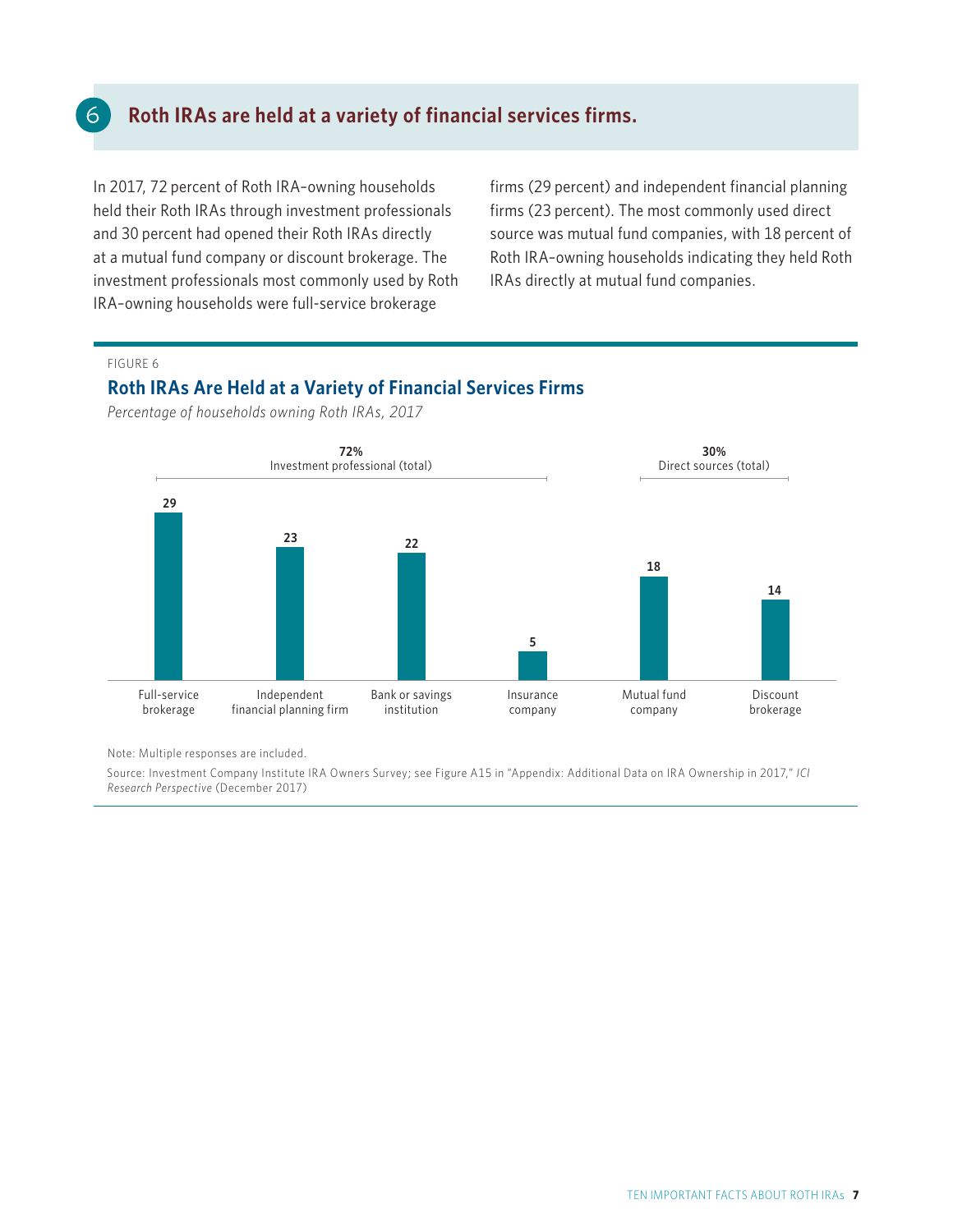## 6 Roth IRAs are held at a variety of financial services firms.

In 2017, 72 percent of Roth IRA–owning households held their Roth IRAs through investment professionals and 30 percent had opened their Roth IRAs directly at a mutual fund company or discount brokerage. The investment professionals most commonly used by Roth IRA–owning households were full-service brokerage firms (29 percent) and independent financial planning firms (23 percent). The most commonly used direct source was mutual fund companies, with 18 percent of Roth IRA–owning households indicating they held Roth IRAs directly at mutual fund companies.

FIGURE 6

### Roth IRAs Are Held at a Variety of Financial Services Firms

*Percentage of households owning Roth IRAs, 2017*

| Category | Financial services firm | Percentage |
|---|---|---|
| Investment professional (total): 72% | Full-service brokerage | 29 |
| | Independent financial planning firm | 23 |
| | Bank or savings institution | 22 |
| | Insurance company | 5 |
| Direct sources (total): 30% | Mutual fund company | 18 |
| | Discount brokerage | 14 |

Note: Multiple responses are included.

Source: Investment Company Institute IRA Owners Survey; see Figure A15 in "Appendix: Additional Data on IRA Ownership in 2017," *ICI Research Perspective* (December 2017)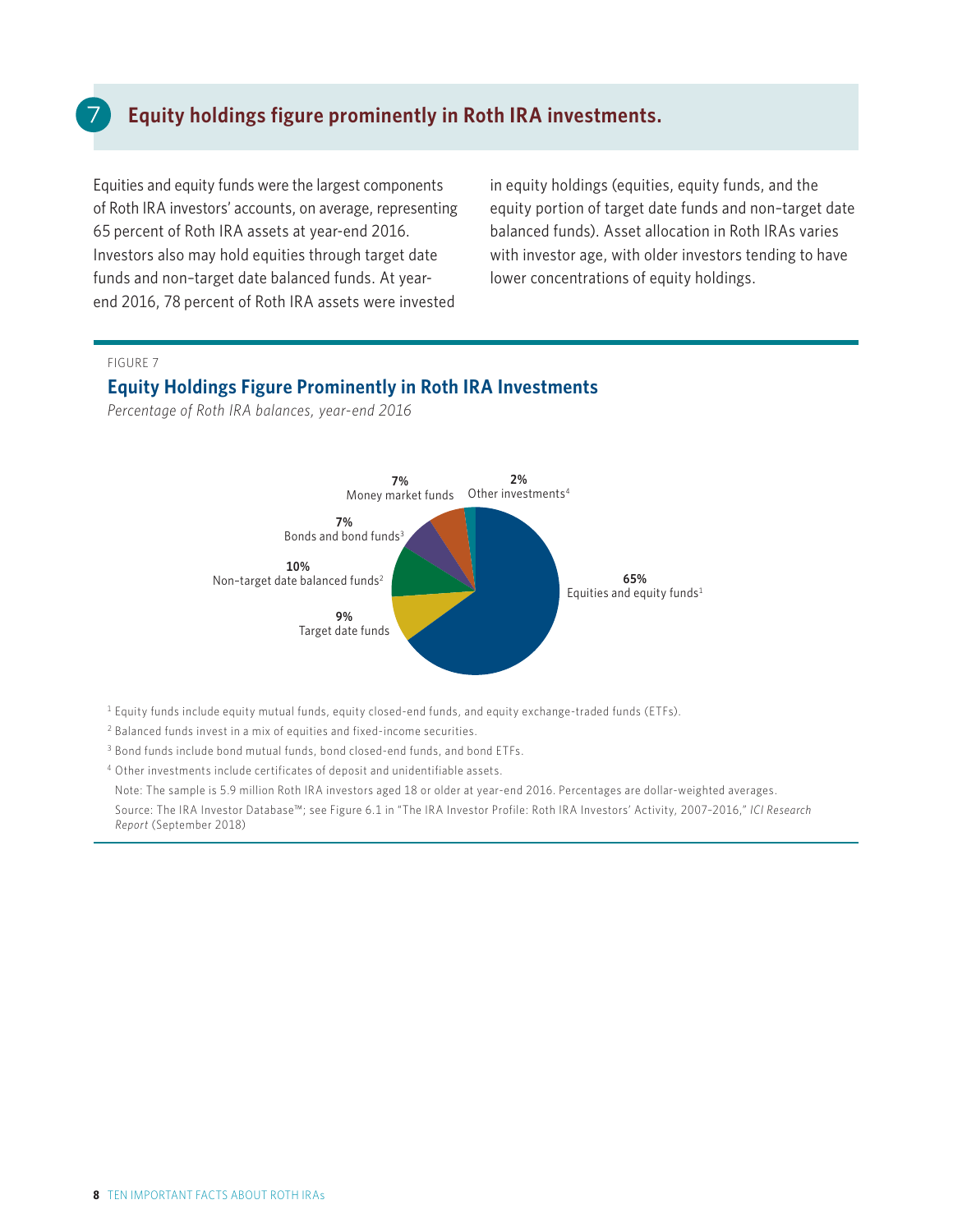## 7 Equity holdings figure prominently in Roth IRA investments.

Equities and equity funds were the largest components of Roth IRA investors' accounts, on average, representing 65 percent of Roth IRA assets at year-end 2016. Investors also may hold equities through target date funds and non–target date balanced funds. At year-end 2016, 78 percent of Roth IRA assets were invested in equity holdings (equities, equity funds, and the equity portion of target date funds and non–target date balanced funds). Asset allocation in Roth IRAs varies with investor age, with older investors tending to have lower concentrations of equity holdings.

FIGURE 7

### Equity Holdings Figure Prominently in Roth IRA Investments

*Percentage of Roth IRA balances, year-end 2016*

| Category | Percentage |
|---|---|
| Equities and equity funds[1] | 65% |
| Target date funds | 9% |
| Non–target date balanced funds[2] | 10% |
| Bonds and bond funds[3] | 7% |
| Money market funds | 7% |
| Other investments[4] | 2% |

[1] Equity funds include equity mutual funds, equity closed-end funds, and equity exchange-traded funds (ETFs).

[2] Balanced funds invest in a mix of equities and fixed-income securities.

[3] Bond funds include bond mutual funds, bond closed-end funds, and bond ETFs.

[4] Other investments include certificates of deposit and unidentifiable assets.

Note: The sample is 5.9 million Roth IRA investors aged 18 or older at year-end 2016. Percentages are dollar-weighted averages.

Source: The IRA Investor Database™; see Figure 6.1 in "The IRA Investor Profile: Roth IRA Investors' Activity, 2007–2016," *ICI Research Report* (September 2018)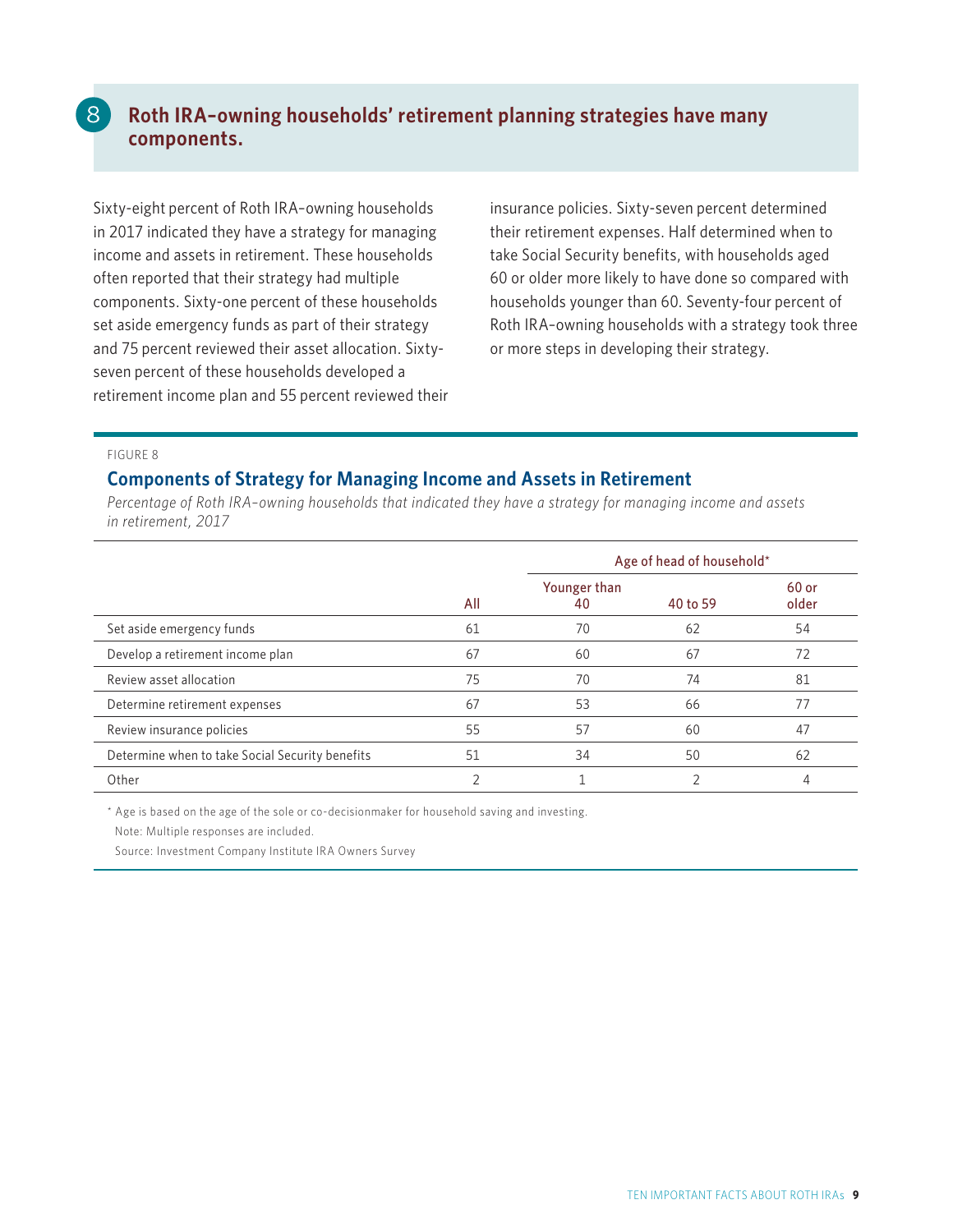## 8 Roth IRA–owning households' retirement planning strategies have many components.

Sixty-eight percent of Roth IRA–owning households in 2017 indicated they have a strategy for managing income and assets in retirement. These households often reported that their strategy had multiple components. Sixty-one percent of these households set aside emergency funds as part of their strategy and 75 percent reviewed their asset allocation. Sixty-seven percent of these households developed a retirement income plan and 55 percent reviewed their insurance policies. Sixty-seven percent determined their retirement expenses. Half determined when to take Social Security benefits, with households aged 60 or older more likely to have done so compared with households younger than 60. Seventy-four percent of Roth IRA–owning households with a strategy took three or more steps in developing their strategy.

FIGURE 8

### Components of Strategy for Managing Income and Assets in Retirement

*Percentage of Roth IRA–owning households that indicated they have a strategy for managing income and assets in retirement, 2017*

| | | Age of head of household* | | |
|---|---|---|---|---|
| | All | Younger than 40 | 40 to 59 | 60 or older |
| Set aside emergency funds | 61 | 70 | 62 | 54 |
| Develop a retirement income plan | 67 | 60 | 67 | 72 |
| Review asset allocation | 75 | 70 | 74 | 81 |
| Determine retirement expenses | 67 | 53 | 66 | 77 |
| Review insurance policies | 55 | 57 | 60 | 47 |
| Determine when to take Social Security benefits | 51 | 34 | 50 | 62 |
| Other | 2 | 1 | 2 | 4 |

* Age is based on the age of the sole or co-decisionmaker for household saving and investing.

Note: Multiple responses are included.

Source: Investment Company Institute IRA Owners Survey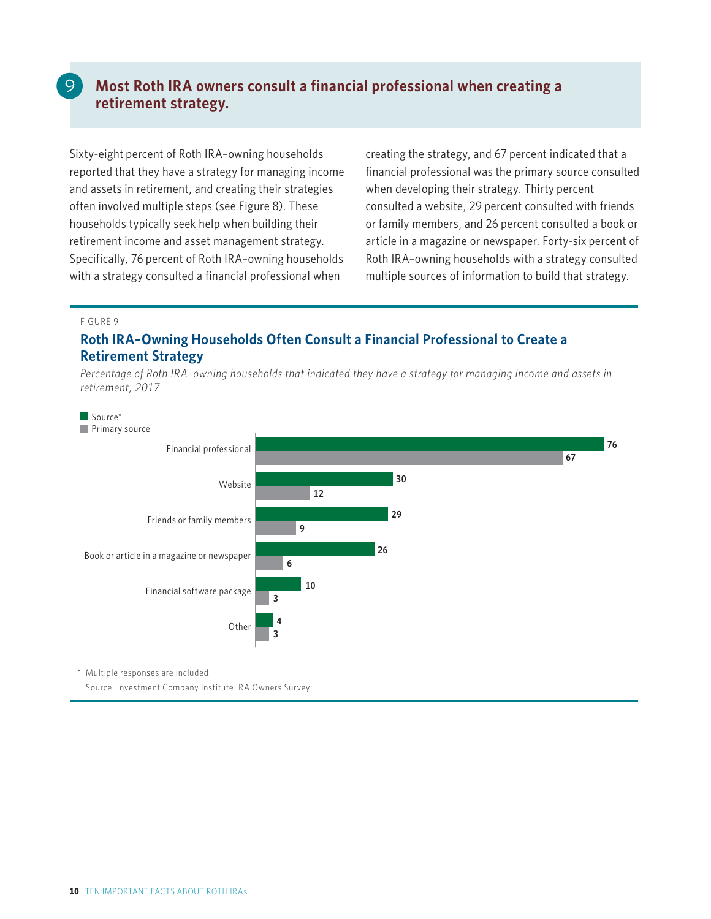## 9 Most Roth IRA owners consult a financial professional when creating a retirement strategy.

Sixty-eight percent of Roth IRA–owning households reported that they have a strategy for managing income and assets in retirement, and creating their strategies often involved multiple steps (see Figure 8). These households typically seek help when building their retirement income and asset management strategy. Specifically, 76 percent of Roth IRA–owning households with a strategy consulted a financial professional when creating the strategy, and 67 percent indicated that a financial professional was the primary source consulted when developing their strategy. Thirty percent consulted a website, 29 percent consulted with friends or family members, and 26 percent consulted a book or article in a magazine or newspaper. Forty-six percent of Roth IRA–owning households with a strategy consulted multiple sources of information to build that strategy.

FIGURE 9

### Roth IRA–Owning Households Often Consult a Financial Professional to Create a Retirement Strategy

*Percentage of Roth IRA–owning households that indicated they have a strategy for managing income and assets in retirement, 2017*

| | Source* | Primary source |
|---|---|---|
| Financial professional | 76 | 67 |
| Website | 30 | 12 |
| Friends or family members | 29 | 9 |
| Book or article in a magazine or newspaper | 26 | 6 |
| Financial software package | 10 | 3 |
| Other | 4 | 3 |

\* Multiple responses are included.

Source: Investment Company Institute IRA Owners Survey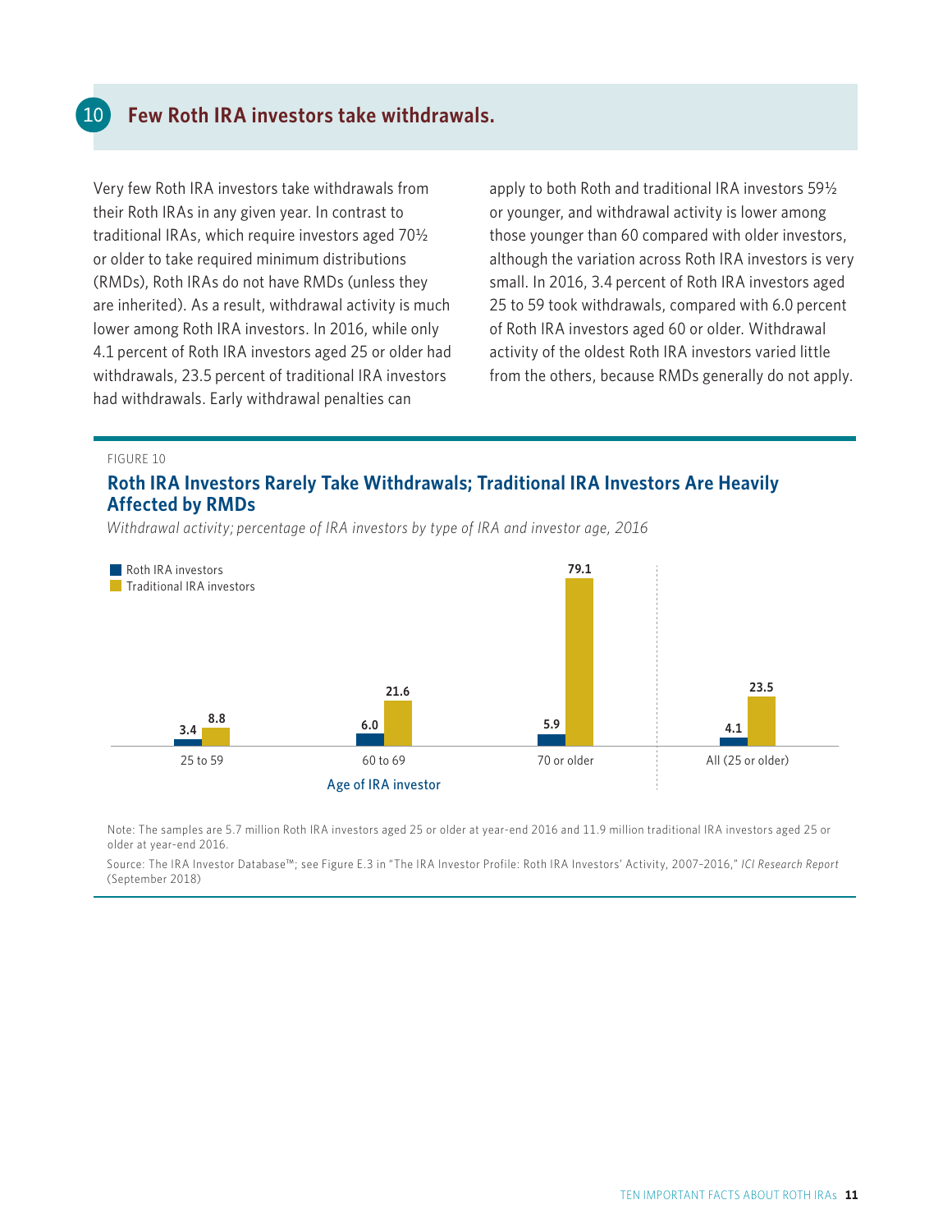## 10 Few Roth IRA investors take withdrawals.

Very few Roth IRA investors take withdrawals from their Roth IRAs in any given year. In contrast to traditional IRAs, which require investors aged 70½ or older to take required minimum distributions (RMDs), Roth IRAs do not have RMDs (unless they are inherited). As a result, withdrawal activity is much lower among Roth IRA investors. In 2016, while only 4.1 percent of Roth IRA investors aged 25 or older had withdrawals, 23.5 percent of traditional IRA investors had withdrawals. Early withdrawal penalties can apply to both Roth and traditional IRA investors 59½ or younger, and withdrawal activity is lower among those younger than 60 compared with older investors, although the variation across Roth IRA investors is very small. In 2016, 3.4 percent of Roth IRA investors aged 25 to 59 took withdrawals, compared with 6.0 percent of Roth IRA investors aged 60 or older. Withdrawal activity of the oldest Roth IRA investors varied little from the others, because RMDs generally do not apply.

FIGURE 10

### Roth IRA Investors Rarely Take Withdrawals; Traditional IRA Investors Are Heavily Affected by RMDs

*Withdrawal activity; percentage of IRA investors by type of IRA and investor age, 2016*

| Age of IRA investor | Roth IRA investors | Traditional IRA investors |
|---|---|---|
| 25 to 59 | 3.4 | 8.8 |
| 60 to 69 | 6.0 | 21.6 |
| 70 or older | 5.9 | 79.1 |
| All (25 or older) | 4.1 | 23.5 |

Note: The samples are 5.7 million Roth IRA investors aged 25 or older at year-end 2016 and 11.9 million traditional IRA investors aged 25 or older at year-end 2016.

Source: The IRA Investor Database™; see Figure E.3 in "The IRA Investor Profile: Roth IRA Investors' Activity, 2007–2016," *ICI Research Report* (September 2018)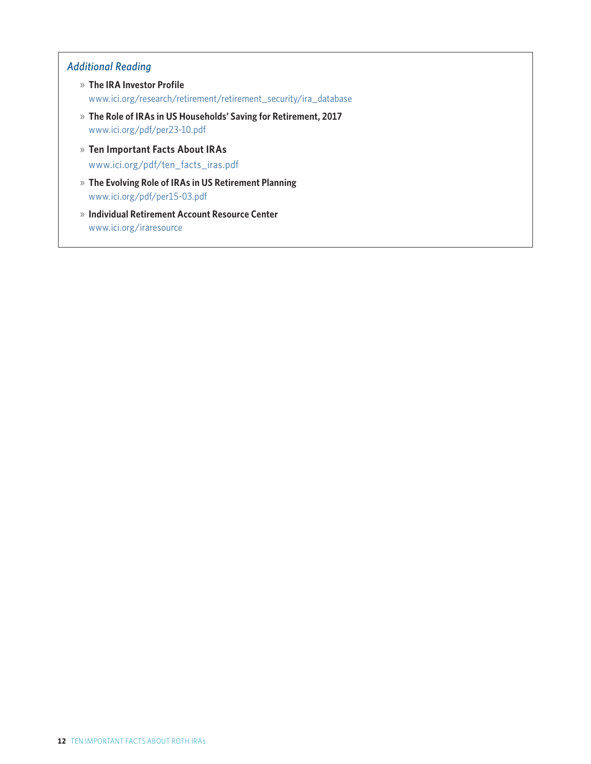### *Additional Reading*

- **The IRA Investor Profile**
  www.ici.org/research/retirement/retirement_security/ira_database
- **The Role of IRAs in US Households' Saving for Retirement, 2017**
  www.ici.org/pdf/per23-10.pdf
- **Ten Important Facts About IRAs**
  www.ici.org/pdf/ten_facts_iras.pdf
- **The Evolving Role of IRAs in US Retirement Planning**
  www.ici.org/pdf/per15-03.pdf
- **Individual Retirement Account Resource Center**
  www.ici.org/iraresource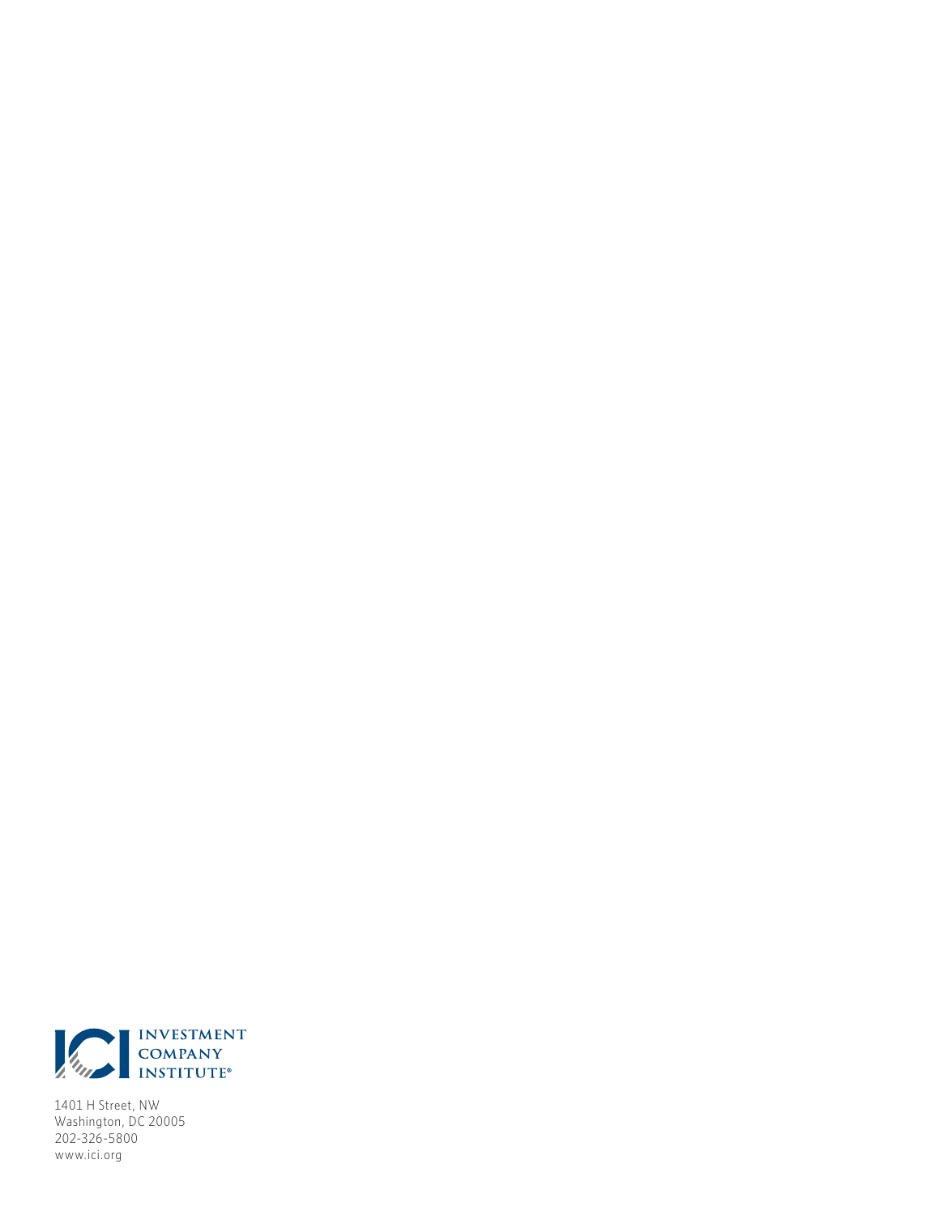INVESTMENT
COMPANY
INSTITUTE®

1401 H Street, NW
Washington, DC 20005
202-326-5800
www.ici.org